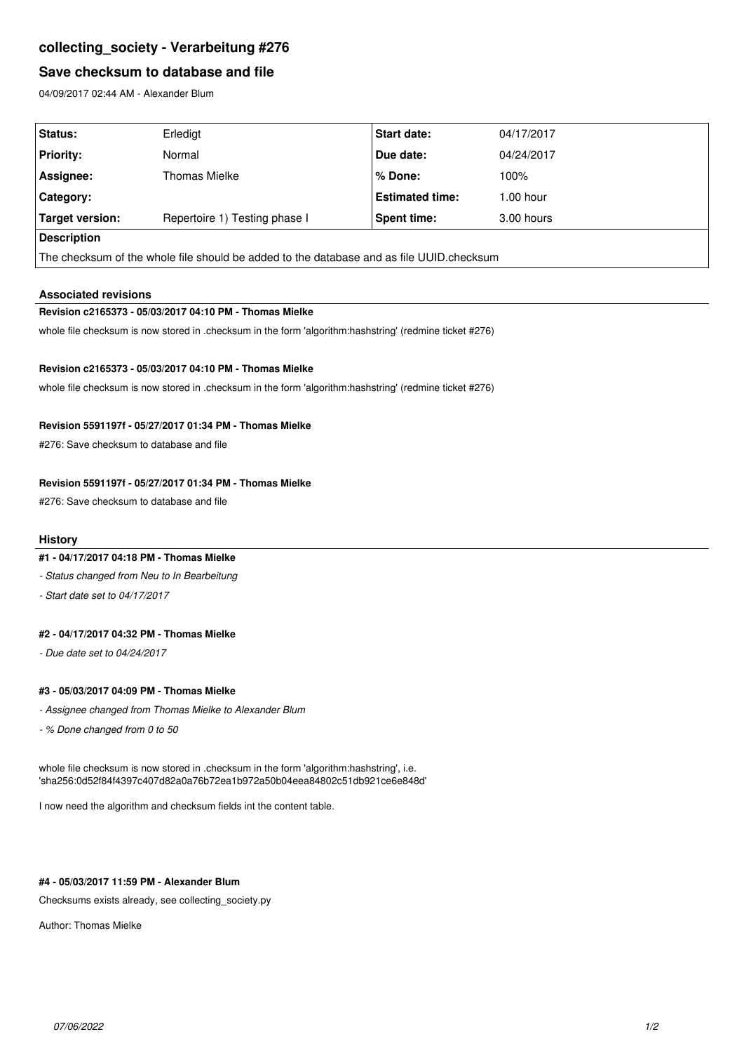# collecting_society - Verarbeitung #276

## Save checksum to database and file

04/09/2017 02:44 AM - Alexander Blum

| | | | |
|---|---|---|---|
| **Status:** | Erledigt | **Start date:** | 04/17/2017 |
| **Priority:** | Normal | **Due date:** | 04/24/2017 |
| **Assignee:** | Thomas Mielke | **% Done:** | 100% |
| **Category:** | | **Estimated time:** | 1.00 hour |
| **Target version:** | Repertoire 1) Testing phase I | **Spent time:** | 3.00 hours |

**Description**

The checksum of the whole file should be added to the database and as file UUID.checksum

### Associated revisions

**Revision c2165373 - 05/03/2017 04:10 PM - Thomas Mielke**

whole file checksum is now stored in .checksum in the form 'algorithm:hashstring' (redmine ticket #276)

**Revision c2165373 - 05/03/2017 04:10 PM - Thomas Mielke**

whole file checksum is now stored in .checksum in the form 'algorithm:hashstring' (redmine ticket #276)

**Revision 5591197f - 05/27/2017 01:34 PM - Thomas Mielke**

#276: Save checksum to database and file

**Revision 5591197f - 05/27/2017 01:34 PM - Thomas Mielke**

#276: Save checksum to database and file

### History

**#1 - 04/17/2017 04:18 PM - Thomas Mielke**

- *Status changed from Neu to In Bearbeitung*
- *Start date set to 04/17/2017*

**#2 - 04/17/2017 04:32 PM - Thomas Mielke**

- *Due date set to 04/24/2017*

**#3 - 05/03/2017 04:09 PM - Thomas Mielke**

- *Assignee changed from Thomas Mielke to Alexander Blum*
- *% Done changed from 0 to 50*

whole file checksum is now stored in .checksum in the form 'algorithm:hashstring', i.e. 'sha256:0d52f84f4397c407d82a0a76b72ea1b972a50b04eea84802c51db921ce6e848d'

I now need the algorithm and checksum fields int the content table.

**#4 - 05/03/2017 11:59 PM - Alexander Blum**

Checksums exists already, see collecting_society.py

Author: Thomas Mielke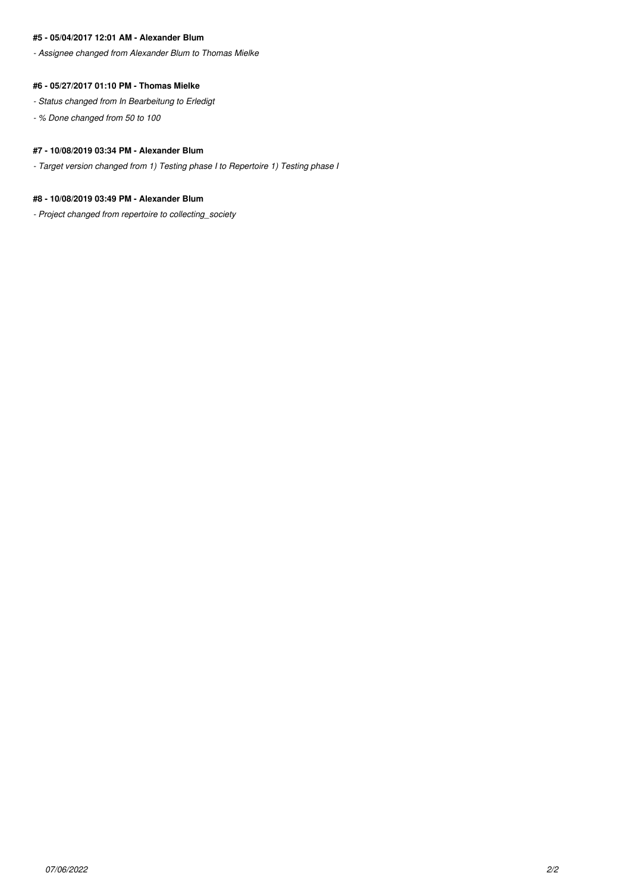**#5 - 05/04/2017 12:01 AM - Alexander Blum**

*- Assignee changed from Alexander Blum to Thomas Mielke*

**#6 - 05/27/2017 01:10 PM - Thomas Mielke**

*- Status changed from In Bearbeitung to Erledigt*

*- % Done changed from 50 to 100*

**#7 - 10/08/2019 03:34 PM - Alexander Blum**

*- Target version changed from 1) Testing phase I to Repertoire 1) Testing phase I*

**#8 - 10/08/2019 03:49 PM - Alexander Blum**

*- Project changed from repertoire to collecting_society*